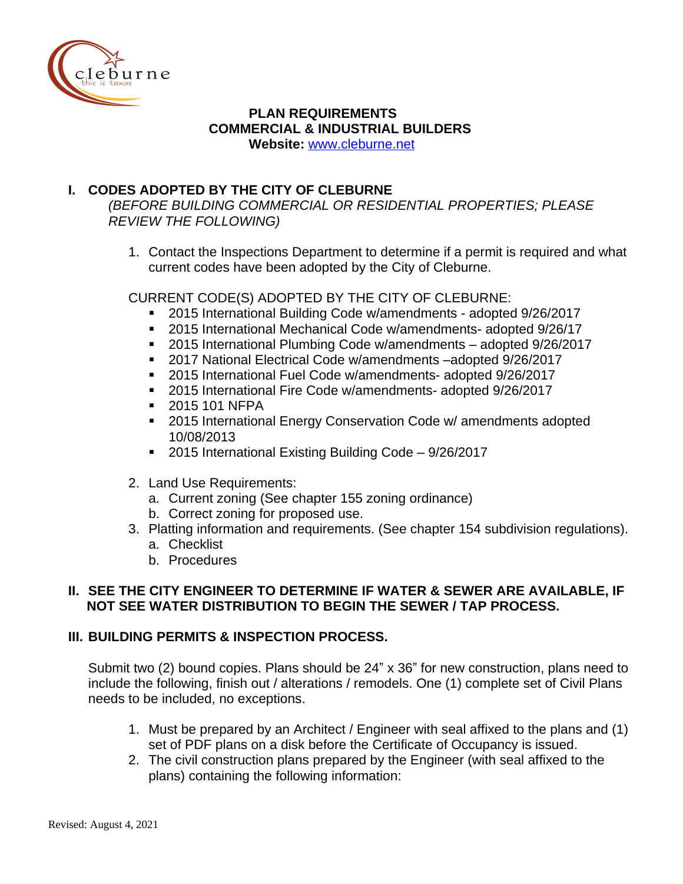**PLAN REQUIREMENTS**
**COMMERCIAL & INDUSTRIAL BUILDERS**
**Website:** [www.cleburne.net](http://www.cleburne.net)

## I. CODES ADOPTED BY THE CITY OF CLEBURNE

*(BEFORE BUILDING COMMERCIAL OR RESIDENTIAL PROPERTIES; PLEASE REVIEW THE FOLLOWING)*

1. Contact the Inspections Department to determine if a permit is required and what current codes have been adopted by the City of Cleburne.

CURRENT CODE(S) ADOPTED BY THE CITY OF CLEBURNE:

- 2015 International Building Code w/amendments - adopted 9/26/2017
- 2015 International Mechanical Code w/amendments- adopted 9/26/17
- 2015 International Plumbing Code w/amendments – adopted 9/26/2017
- 2017 National Electrical Code w/amendments –adopted 9/26/2017
- 2015 International Fuel Code w/amendments- adopted 9/26/2017
- 2015 International Fire Code w/amendments- adopted 9/26/2017
- 2015 101 NFPA
- 2015 International Energy Conservation Code w/ amendments adopted 10/08/2013
- 2015 International Existing Building Code – 9/26/2017

2. Land Use Requirements:
   a. Current zoning (See chapter 155 zoning ordinance)
   b. Correct zoning for proposed use.
3. Platting information and requirements. (See chapter 154 subdivision regulations).
   a. Checklist
   b. Procedures

## II. SEE THE CITY ENGINEER TO DETERMINE IF WATER & SEWER ARE AVAILABLE, IF NOT SEE WATER DISTRIBUTION TO BEGIN THE SEWER / TAP PROCESS.

## III. BUILDING PERMITS & INSPECTION PROCESS.

Submit two (2) bound copies. Plans should be 24" x 36" for new construction, plans need to include the following, finish out / alterations / remodels. One (1) complete set of Civil Plans needs to be included, no exceptions.

1. Must be prepared by an Architect / Engineer with seal affixed to the plans and (1) set of PDF plans on a disk before the Certificate of Occupancy is issued.
2. The civil construction plans prepared by the Engineer (with seal affixed to the plans) containing the following information:

Revised: August 4, 2021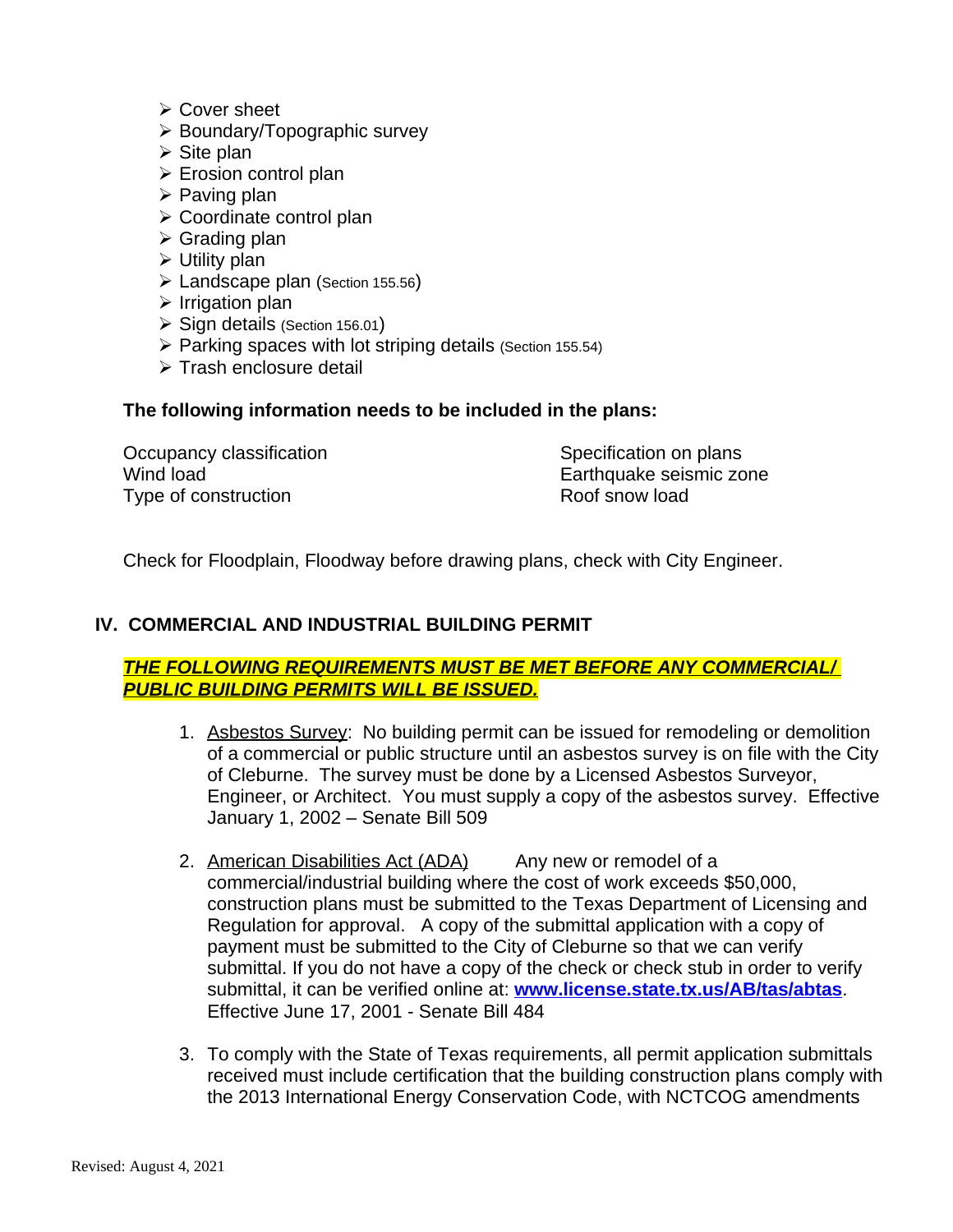- Cover sheet
- Boundary/Topographic survey
- Site plan
- Erosion control plan
- Paving plan
- Coordinate control plan
- Grading plan
- Utility plan
- Landscape plan (Section 155.56)
- Irrigation plan
- Sign details (Section 156.01)
- Parking spaces with lot striping details (Section 155.54)
- Trash enclosure detail

**The following information needs to be included in the plans:**

| | |
|---|---|
| Occupancy classification | Specification on plans |
| Wind load | Earthquake seismic zone |
| Type of construction | Roof snow load |

Check for Floodplain, Floodway before drawing plans, check with City Engineer.

## IV. COMMERCIAL AND INDUSTRIAL BUILDING PERMIT

***THE FOLLOWING REQUIREMENTS MUST BE MET BEFORE ANY COMMERCIAL/ PUBLIC BUILDING PERMITS WILL BE ISSUED.***

1. Asbestos Survey: No building permit can be issued for remodeling or demolition of a commercial or public structure until an asbestos survey is on file with the City of Cleburne. The survey must be done by a Licensed Asbestos Surveyor, Engineer, or Architect. You must supply a copy of the asbestos survey. Effective January 1, 2002 – Senate Bill 509

2. American Disabilities Act (ADA) Any new or remodel of a commercial/industrial building where the cost of work exceeds $50,000, construction plans must be submitted to the Texas Department of Licensing and Regulation for approval. A copy of the submittal application with a copy of payment must be submitted to the City of Cleburne so that we can verify submittal. If you do not have a copy of the check or check stub in order to verify submittal, it can be verified online at: **www.license.state.tx.us/AB/tas/abtas**. Effective June 17, 2001 - Senate Bill 484

3. To comply with the State of Texas requirements, all permit application submittals received must include certification that the building construction plans comply with the 2013 International Energy Conservation Code, with NCTCOG amendments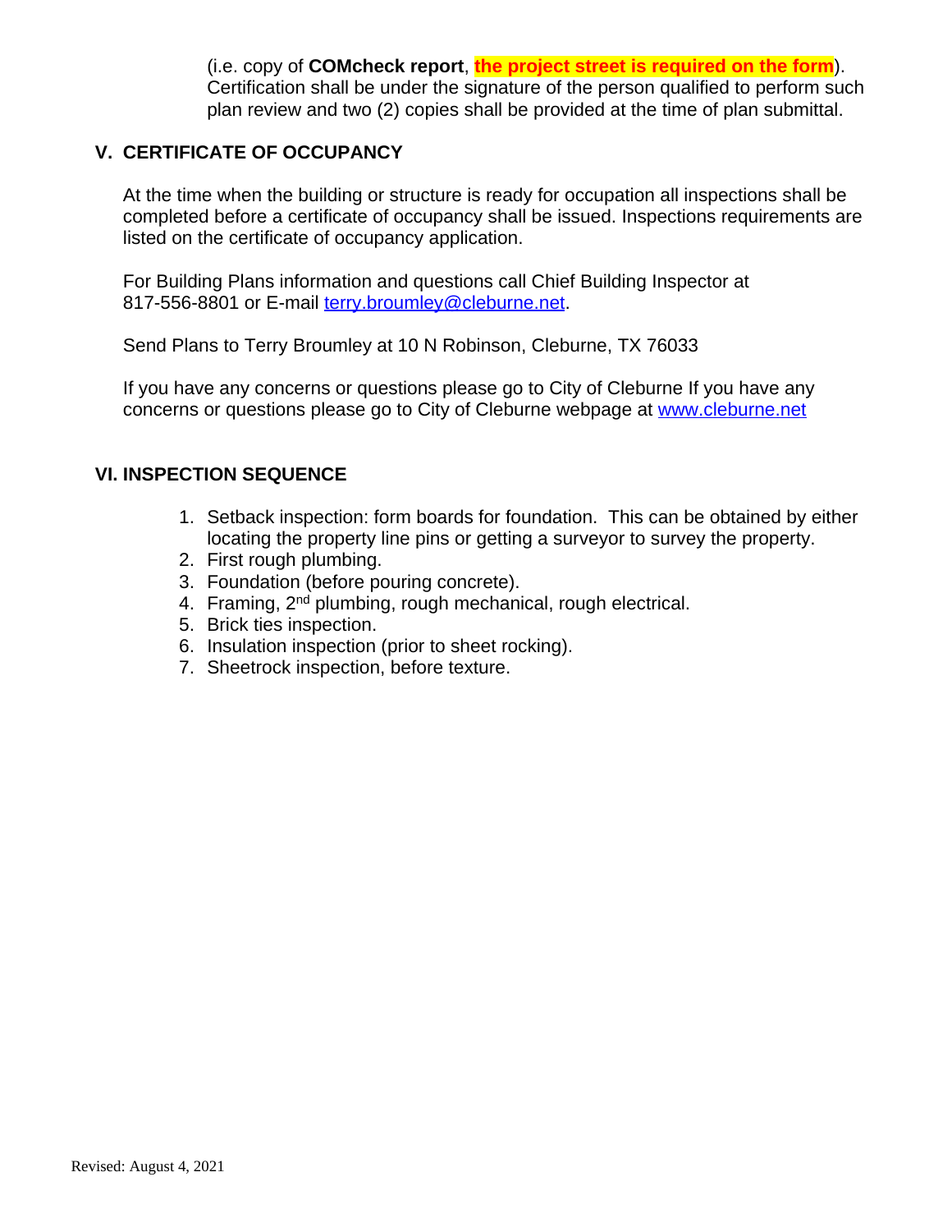(i.e. copy of **COMcheck report**, **the project street is required on the form**). Certification shall be under the signature of the person qualified to perform such plan review and two (2) copies shall be provided at the time of plan submittal.

## V. CERTIFICATE OF OCCUPANCY

At the time when the building or structure is ready for occupation all inspections shall be completed before a certificate of occupancy shall be issued. Inspections requirements are listed on the certificate of occupancy application.

For Building Plans information and questions call Chief Building Inspector at 817-556-8801 or E-mail terry.broumley@cleburne.net.

Send Plans to Terry Broumley at 10 N Robinson, Cleburne, TX 76033

If you have any concerns or questions please go to City of Cleburne If you have any concerns or questions please go to City of Cleburne webpage at www.cleburne.net

## VI. INSPECTION SEQUENCE

1. Setback inspection: form boards for foundation. This can be obtained by either locating the property line pins or getting a surveyor to survey the property.
2. First rough plumbing.
3. Foundation (before pouring concrete).
4. Framing, 2nd plumbing, rough mechanical, rough electrical.
5. Brick ties inspection.
6. Insulation inspection (prior to sheet rocking).
7. Sheetrock inspection, before texture.

Revised: August 4, 2021